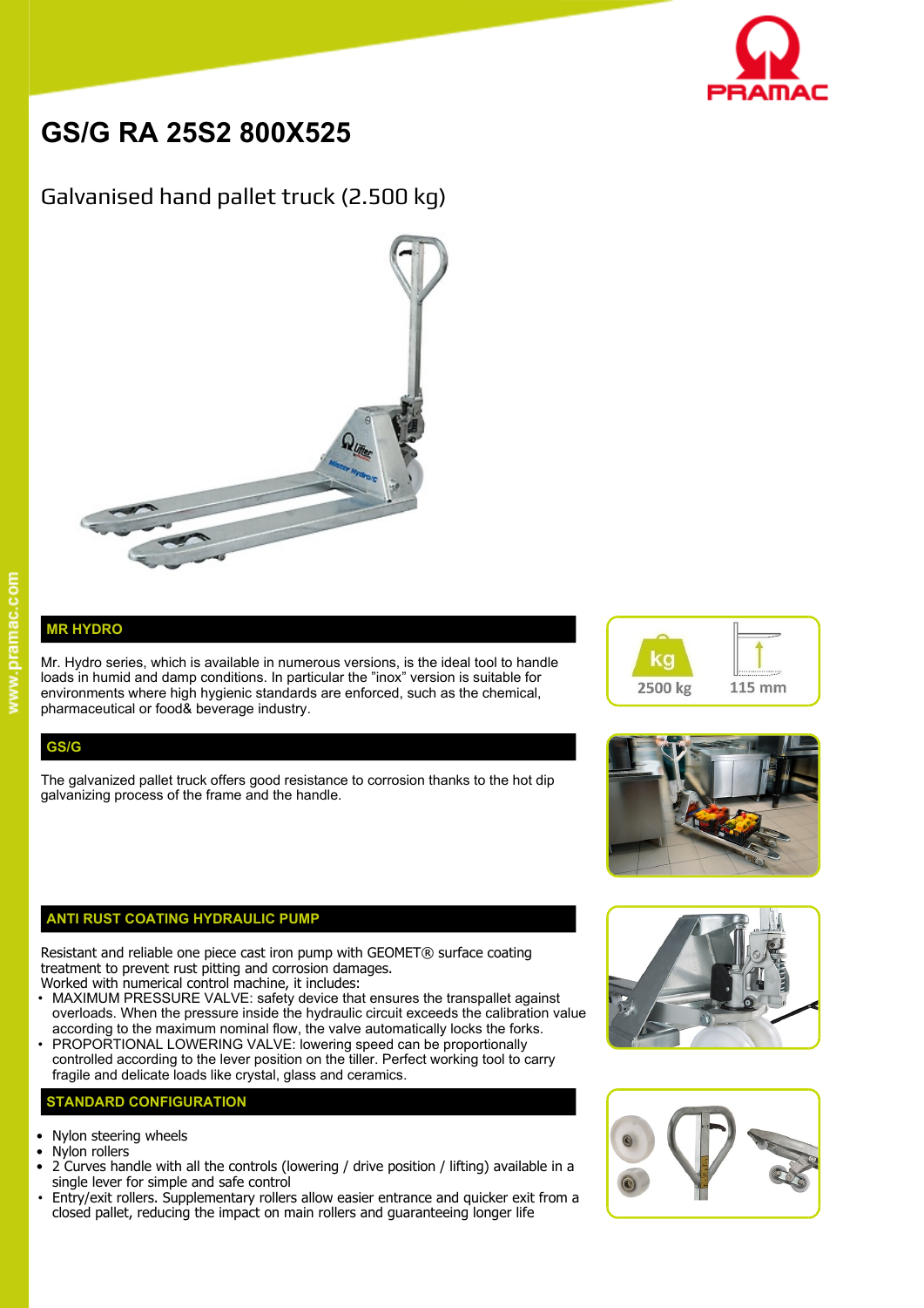# GS/G RA 25S2 800X525

## Galvanised hand pallet truck (2.500 kg)

2500 kg

115 mm

### MR HYDRO

Mr. Hydro series, which is available in numerous versions, is the ideal tool to handle loads in humid and damp conditions. In particular the "inox" version is suitable for environments where high hygienic standards are enforced, such as the chemical, pharmaceutical or food& beverage industry.

### GS/G

The galvanized pallet truck offers good resistance to corrosion thanks to the hot dip galvanizing process of the frame and the handle.

### ANTI RUST COATING HYDRAULIC PUMP

Resistant and reliable one piece cast iron pump with GEOMET® surface coating treatment to prevent rust pitting and corrosion damages.
Worked with numerical control machine, it includes:

- MAXIMUM PRESSURE VALVE: safety device that ensures the transpallet against overloads. When the pressure inside the hydraulic circuit exceeds the calibration value according to the maximum nominal flow, the valve automatically locks the forks.
- PROPORTIONAL LOWERING VALVE: lowering speed can be proportionally controlled according to the lever position on the tiller. Perfect working tool to carry fragile and delicate loads like crystal, glass and ceramics.

### STANDARD CONFIGURATION

- Nylon steering wheels
- Nylon rollers
- 2 Curves handle with all the controls (lowering / drive position / lifting) available in a single lever for simple and safe control
- Entry/exit rollers. Supplementary rollers allow easier entrance and quicker exit from a closed pallet, reducing the impact on main rollers and guaranteeing longer life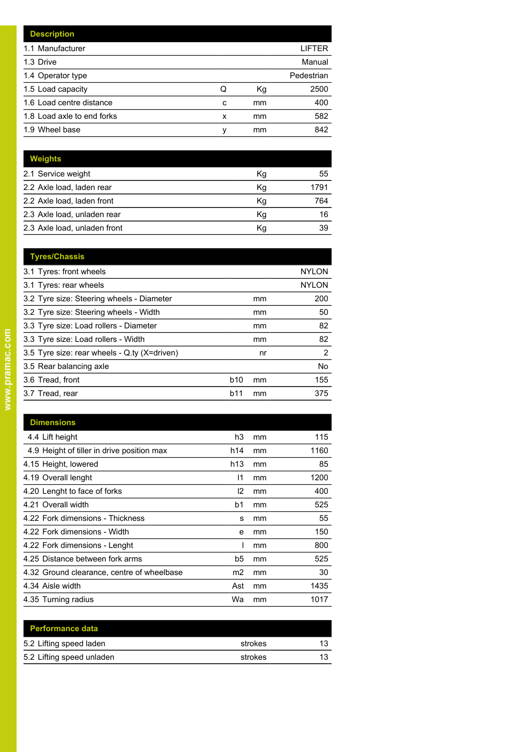| Description | | | |
|---|---|---|---|
| 1.1 Manufacturer | | | LIFTER |
| 1.3 Drive | | | Manual |
| 1.4 Operator type | | | Pedestrian |
| 1.5 Load capacity | Q | Kg | 2500 |
| 1.6 Load centre distance | c | mm | 400 |
| 1.8 Load axle to end forks | x | mm | 582 |
| 1.9 Wheel base | y | mm | 842 |

| Weights | | | |
|---|---|---|---|
| 2.1 Service weight | | Kg | 55 |
| 2.2 Axle load, laden rear | | Kg | 1791 |
| 2.2 Axle load, laden front | | Kg | 764 |
| 2.3 Axle load, unladen rear | | Kg | 16 |
| 2.3 Axle load, unladen front | | Kg | 39 |

| Tyres/Chassis | | | |
|---|---|---|---|
| 3.1 Tyres: front wheels | | | NYLON |
| 3.1 Tyres: rear wheels | | | NYLON |
| 3.2 Tyre size: Steering wheels - Diameter | | mm | 200 |
| 3.2 Tyre size: Steering wheels - Width | | mm | 50 |
| 3.3 Tyre size: Load rollers - Diameter | | mm | 82 |
| 3.3 Tyre size: Load rollers - Width | | mm | 82 |
| 3.5 Tyre size: rear wheels - Q.ty (X=driven) | | nr | 2 |
| 3.5 Rear balancing axle | | | No |
| 3.6 Tread, front | b10 | mm | 155 |
| 3.7 Tread, rear | b11 | mm | 375 |

| Dimensions | | | |
|---|---|---|---|
| 4.4 Lift height | h3 | mm | 115 |
| 4.9 Height of tiller in drive position max | h14 | mm | 1160 |
| 4.15 Height, lowered | h13 | mm | 85 |
| 4.19 Overall lenght | l1 | mm | 1200 |
| 4.20 Lenght to face of forks | l2 | mm | 400 |
| 4.21 Overall width | b1 | mm | 525 |
| 4.22 Fork dimensions - Thickness | s | mm | 55 |
| 4.22 Fork dimensions - Width | e | mm | 150 |
| 4.22 Fork dimensions - Lenght | l | mm | 800 |
| 4.25 Distance between fork arms | b5 | mm | 525 |
| 4.32 Ground clearance, centre of wheelbase | m2 | mm | 30 |
| 4.34 Aisle width | Ast | mm | 1435 |
| 4.35 Turning radius | Wa | mm | 1017 |

| Performance data | | | |
|---|---|---|---|
| 5.2 Lifting speed laden | | strokes | 13 |
| 5.2 Lifting speed unladen | | strokes | 13 |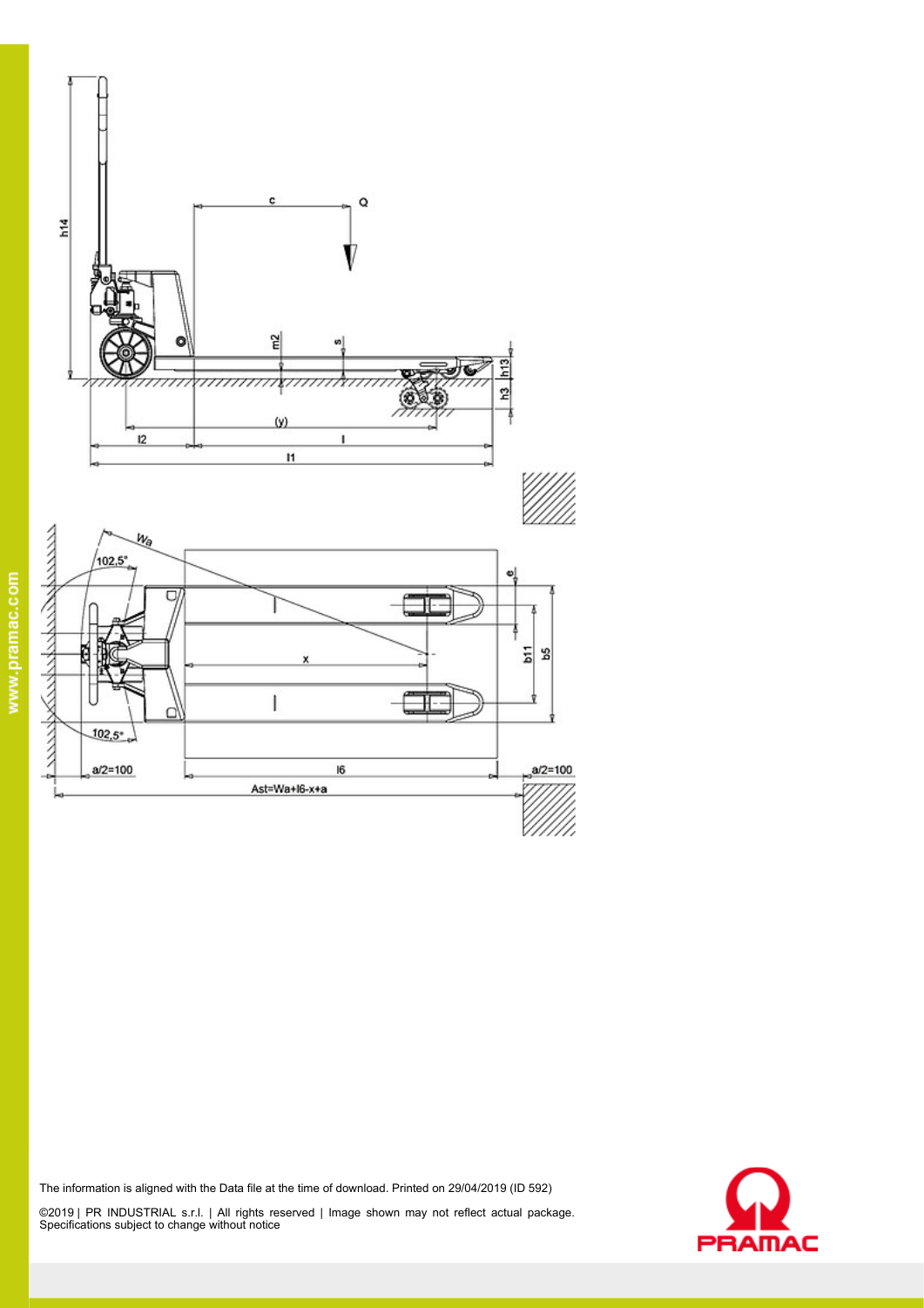h14

c

Q

m2

s

h13

h3

(y)

l2

l

l1

Wa

102,5°

e

x

b11

b5

102,5°

a/2=100

l6

a/2=100

Ast=Wa+l6-x+a

The information is aligned with the Data file at the time of download. Printed on 29/04/2019 (ID 592)

©2019 | PR INDUSTRIAL s.r.l. | All rights reserved | Image shown may not reflect actual package. Specifications subject to change without notice